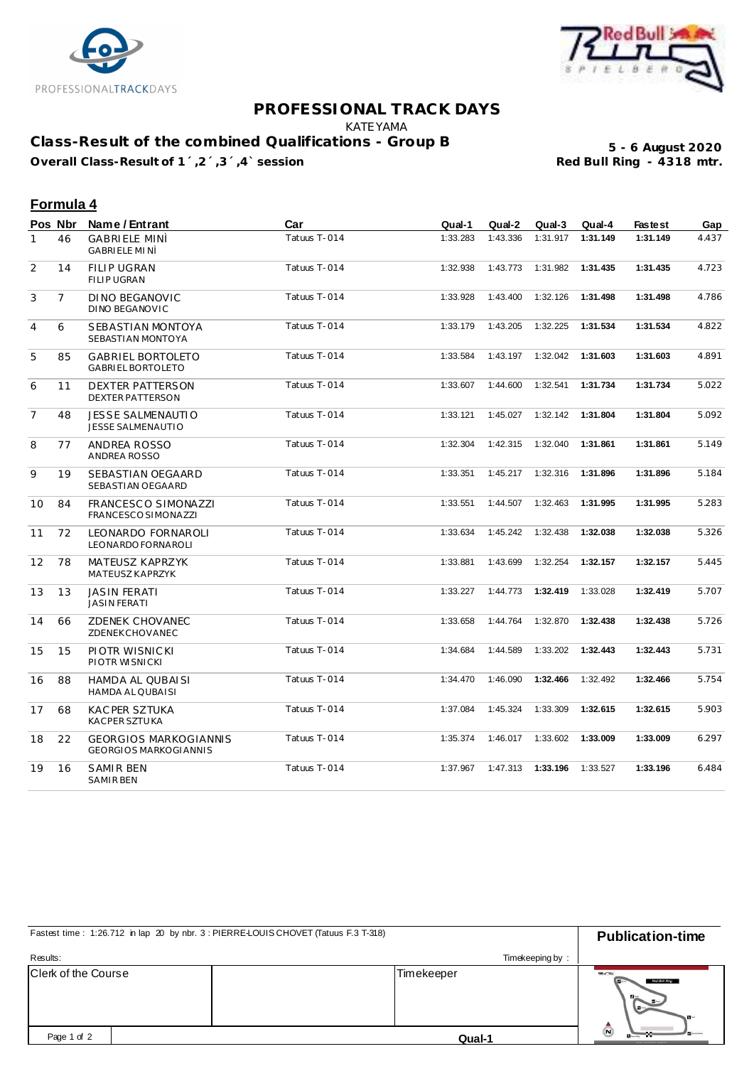# PROFESSIONAL TRACK DAYS

KATEYAMA

## Class-Result of the combined Qualifications - Group B

**Overall Class-Result of 1´,2´,3´,4` session**

**5 - 6 August 2020**
**Red Bull Ring - 4318 mtr.**

### Formula 4

| Pos | Nbr | Name / Entrant | Car | Qual-1 | Qual-2 | Qual-3 | Qual-4 | Fastest | Gap |
|---|---|---|---|---|---|---|---|---|---|
| 1 | 46 | GABRIELE MINÌ<br>GABRIELE MINÌ | Tatuus T-014 | 1:33.283 | 1:43.336 | 1:31.917 | **1:31.149** | **1:31.149** | 4.437 |
| 2 | 14 | FILIP UGRAN<br>FILIP UGRAN | Tatuus T-014 | 1:32.938 | 1:43.773 | 1:31.982 | **1:31.435** | **1:31.435** | 4.723 |
| 3 | 7 | DINO BEGANOVIC<br>DINO BEGANOVIC | Tatuus T-014 | 1:33.928 | 1:43.400 | 1:32.126 | **1:31.498** | **1:31.498** | 4.786 |
| 4 | 6 | SEBASTIAN MONTOYA<br>SEBASTIAN MONTOYA | Tatuus T-014 | 1:33.179 | 1:43.205 | 1:32.225 | **1:31.534** | **1:31.534** | 4.822 |
| 5 | 85 | GABRIEL BORTOLETO<br>GABRIEL BORTOLETO | Tatuus T-014 | 1:33.584 | 1:43.197 | 1:32.042 | **1:31.603** | **1:31.603** | 4.891 |
| 6 | 11 | DEXTER PATTERSON<br>DEXTER PATTERSON | Tatuus T-014 | 1:33.607 | 1:44.600 | 1:32.541 | **1:31.734** | **1:31.734** | 5.022 |
| 7 | 48 | JESSE SALMENAUTIO<br>JESSE SALMENAUTIO | Tatuus T-014 | 1:33.121 | 1:45.027 | 1:32.142 | **1:31.804** | **1:31.804** | 5.092 |
| 8 | 77 | ANDREA ROSSO<br>ANDREA ROSSO | Tatuus T-014 | 1:32.304 | 1:42.315 | 1:32.040 | **1:31.861** | **1:31.861** | 5.149 |
| 9 | 19 | SEBASTIAN OEGAARD<br>SEBASTIAN OEGAARD | Tatuus T-014 | 1:33.351 | 1:45.217 | 1:32.316 | **1:31.896** | **1:31.896** | 5.184 |
| 10 | 84 | FRANCESCO SIMONAZZI<br>FRANCESCO SIMONAZZI | Tatuus T-014 | 1:33.551 | 1:44.507 | 1:32.463 | **1:31.995** | **1:31.995** | 5.283 |
| 11 | 72 | LEONARDO FORNAROLI<br>LEONARDO FORNAROLI | Tatuus T-014 | 1:33.634 | 1:45.242 | 1:32.438 | **1:32.038** | **1:32.038** | 5.326 |
| 12 | 78 | MATEUSZ KAPRZYK<br>MATEUSZ KAPRZYK | Tatuus T-014 | 1:33.881 | 1:43.699 | 1:32.254 | **1:32.157** | **1:32.157** | 5.445 |
| 13 | 13 | JASIN FERATI<br>JASIN FERATI | Tatuus T-014 | 1:33.227 | 1:44.773 | **1:32.419** | 1:33.028 | **1:32.419** | 5.707 |
| 14 | 66 | ZDENEK CHOVANEC<br>ZDENEK CHOVANEC | Tatuus T-014 | 1:33.658 | 1:44.764 | 1:32.870 | **1:32.438** | **1:32.438** | 5.726 |
| 15 | 15 | PIOTR WISNICKI<br>PIOTR WISNICKI | Tatuus T-014 | 1:34.684 | 1:44.589 | 1:33.202 | **1:32.443** | **1:32.443** | 5.731 |
| 16 | 88 | HAMDA AL QUBAISI<br>HAMDA AL QUBAISI | Tatuus T-014 | 1:34.470 | 1:46.090 | **1:32.466** | 1:32.492 | **1:32.466** | 5.754 |
| 17 | 68 | KACPER SZTUKA<br>KACPER SZTUKA | Tatuus T-014 | 1:37.084 | 1:45.324 | 1:33.309 | **1:32.615** | **1:32.615** | 5.903 |
| 18 | 22 | GEORGIOS MARKOGIANNIS<br>GEORGIOS MARKOGIANNIS | Tatuus T-014 | 1:35.374 | 1:46.017 | 1:33.602 | **1:33.009** | **1:33.009** | 6.297 |
| 19 | 16 | SAMIR BEN<br>SAMIR BEN | Tatuus T-014 | 1:37.967 | 1:47.313 | **1:33.196** | 1:33.527 | **1:33.196** | 6.484 |

Fastest time : 1:26.712 in lap 20 by nbr. 3 : PIERRE-LOUIS CHOVET (Tatuus F.3 T-318)

**Publication-time**

Results:

Timekeeping by :

| Clerk of the Course | | Timekeeper |
|---|---|---|

Qual-1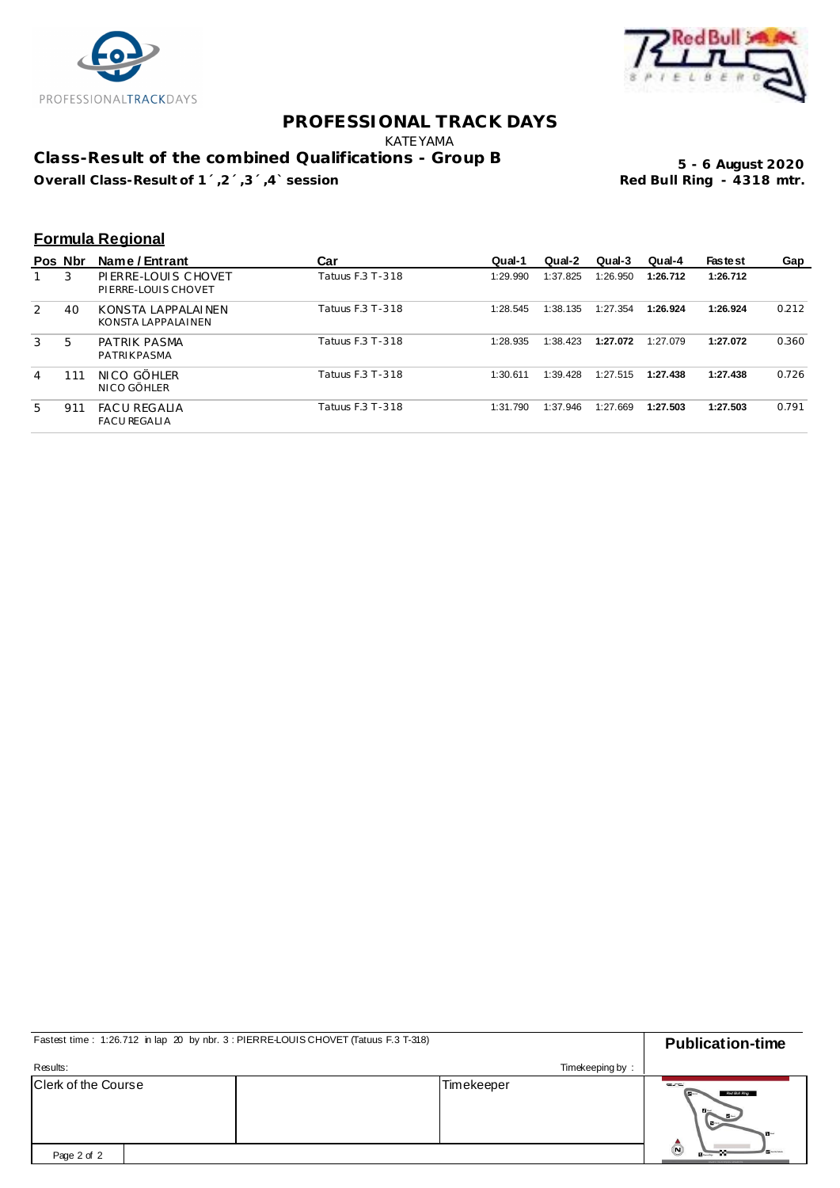# PROFESSIONAL TRACK DAYS

KATEYAMA

## Class-Result of the combined Qualifications - Group B

**Overall Class-Result of 1´,2´,3´,4` session**

**5 - 6 August 2020**
**Red Bull Ring - 4318 mtr.**

### Formula Regional

| Pos | Nbr | Name / Entrant | Car | Qual-1 | Qual-2 | Qual-3 | Qual-4 | Fastest | Gap |
|---|---|---|---|---|---|---|---|---|---|
| 1 | 3 | PIERRE-LOUIS CHOVET<br>PIERRE-LOUIS CHOVET | Tatuus F.3 T-318 | 1:29.990 | 1:37.825 | 1:26.950 | **1:26.712** | **1:26.712** | |
| 2 | 40 | KONSTA LAPPALAINEN<br>KONSTA LAPPALAINEN | Tatuus F.3 T-318 | 1:28.545 | 1:38.135 | 1:27.354 | **1:26.924** | **1:26.924** | 0.212 |
| 3 | 5 | PATRIK PASMA<br>PATRIKPASMA | Tatuus F.3 T-318 | 1:28.935 | 1:38.423 | **1:27.072** | 1:27.079 | **1:27.072** | 0.360 |
| 4 | 111 | NICO GÖHLER<br>NICO GÖHLER | Tatuus F.3 T-318 | 1:30.611 | 1:39.428 | 1:27.515 | **1:27.438** | **1:27.438** | 0.726 |
| 5 | 911 | FACU REGALIA<br>FACU REGALIA | Tatuus F.3 T-318 | 1:31.790 | 1:37.946 | 1:27.669 | **1:27.503** | **1:27.503** | 0.791 |

Fastest time : 1:26.712 in lap 20 by nbr. 3 : PIERRE-LOUIS CHOVET (Tatuus F.3 T-318)

**Publication-time**

Results:

Timekeeping by :

| Clerk of the Course | | Timekeeper |
|---|---|---|